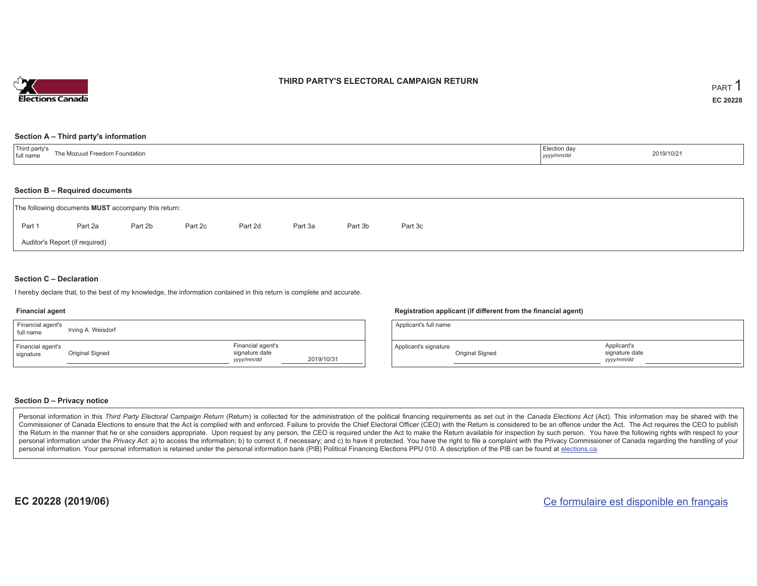Elections Canada

# THIRD PARTY'S ELECTORAL CAMPAIGN RETURN

PART 1

**EC 20228**

## Section A – Third party's information

| Third party's full name | The Mozuud Freedom Foundation | Election day *yyyy/mm/dd* | 2019/10/21 |
|---|---|---|---|

## Section B – Required documents

The following documents **MUST** accompany this return:

Part 1 Part 2a Part 2b Part 2c Part 2d Part 3a Part 3b Part 3c

Auditor's Report (if required)

## Section C – Declaration

I hereby declare that, to the best of my knowledge, the information contained in this return is complete and accurate.

### Financial agent

| Financial agent's full name | Irving A. Weisdorf | | |
|---|---|---|---|
| Financial agent's signature | Original Signed | Financial agent's signature date *yyyy/mm/dd* | 2019/10/31 |

### Registration applicant (if different from the financial agent)

| Applicant's full name | | | |
|---|---|---|---|
| Applicant's signature | Original Signed | Applicant's signature date *yyyy/mm/dd* | |

## Section D – Privacy notice

Personal information in this *Third Party Electoral Campaign Return* (Return) is collected for the administration of the political financing requirements as set out in the *Canada Elections Act* (Act). This information may be shared with the Commissioner of Canada Elections to ensure that the Act is complied with and enforced. Failure to provide the Chief Electoral Officer (CEO) with the Return is considered to be an offence under the Act. The Act requires the CEO to publish the Return in the manner that he or she considers appropriate. Upon request by any person, the CEO is required under the Act to make the Return available for inspection by such person. You have the following rights with respect to your personal information under the *Privacy Act*: a) to access the information; b) to correct it, if necessary; and c) to have it protected. You have the right to file a complaint with the Privacy Commissioner of Canada regarding the handling of your personal information. Your personal information is retained under the personal information bank (PIB) Political Financing Elections PPU 010. A description of the PIB can be found at elections.ca.

**EC 20228 (2019/06)**

Ce formulaire est disponible en français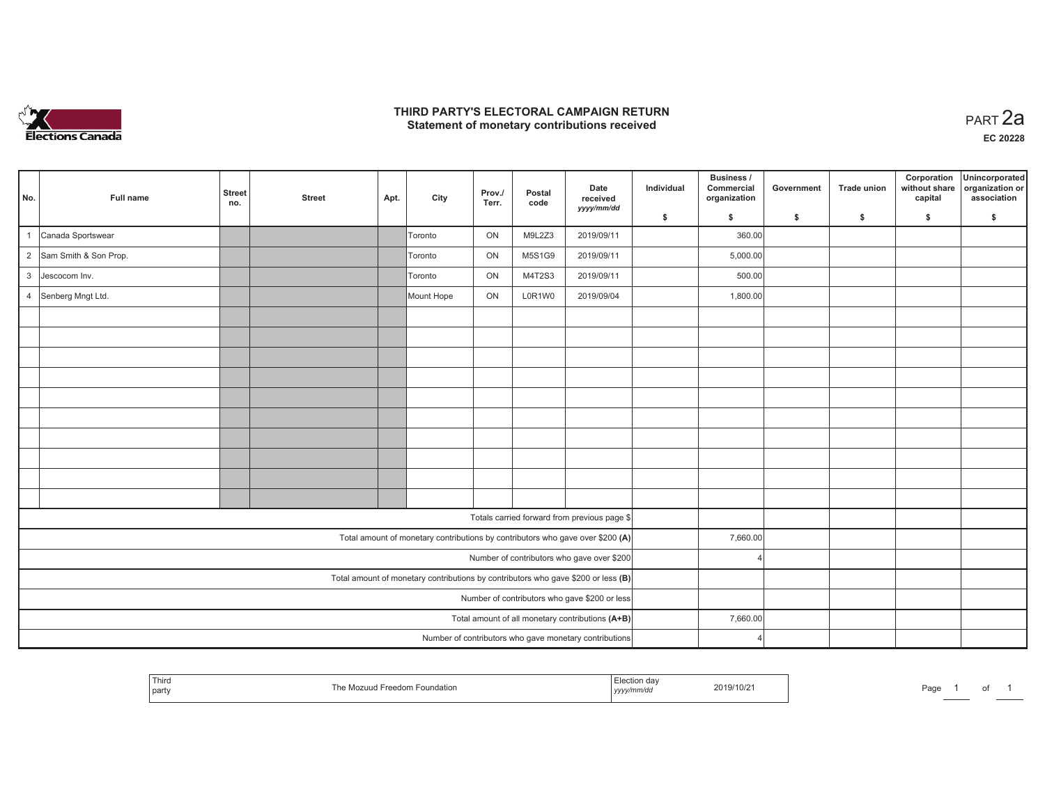# THIRD PARTY'S ELECTORAL CAMPAIGN RETURN
## Statement of monetary contributions received

PART 2a

EC 20228

| No. | Full name | Street no. | Street | Apt. | City | Prov./Terr. | Postal code | Date received yyyy/mm/dd | Individual $ | Business / Commercial organization $ | Government $ | Trade union $ | Corporation without share capital $ | Unincorporated organization or association $ |
|---|---|---|---|---|---|---|---|---|---|---|---|---|---|---|
| 1 | Canada Sportswear | | | | Toronto | ON | M9L2Z3 | 2019/09/11 | | 360.00 | | | | |
| 2 | Sam Smith & Son Prop. | | | | Toronto | ON | M5S1G9 | 2019/09/11 | | 5,000.00 | | | | |
| 3 | Jescocom Inv. | | | | Toronto | ON | M4T2S3 | 2019/09/11 | | 500.00 | | | | |
| 4 | Senberg Mngt Ltd. | | | | Mount Hope | ON | L0R1W0 | 2019/09/04 | | 1,800.00 | | | | |
| | | | | | | | | | | | | | | |
| | | | | | | | | | | | | | | |
| | | | | | | | | | | | | | | |
| | | | | | | | | | | | | | | |
| | | | | | | | | | | | | | | |
| | | | | | | | | | | | | | | |
| | | | | | | | | | | | | | | |
| | | | | | | | | | | | | | | |
| | | | | | | | | | | | | | | |
| | | | | | | | | | | | | | | |
| Totals carried forward from previous page $ | | | | | | | | | | | | | | |
| Total amount of monetary contributions by contributors who gave over $200 (A) | | | | | | | | | | 7,660.00 | | | | |
| Number of contributors who gave over $200 | | | | | | | | | | 4 | | | | |
| Total amount of monetary contributions by contributors who gave $200 or less (B) | | | | | | | | | | | | | | |
| Number of contributors who gave $200 or less | | | | | | | | | | | | | | |
| Total amount of all monetary contributions (A+B) | | | | | | | | | | 7,660.00 | | | | |
| Number of contributors who gave monetary contributions | | | | | | | | | | 4 | | | | |

| Third party | The Mozuud Freedom Foundation | Election day yyyy/mm/dd | 2019/10/21 |
|---|---|---|---|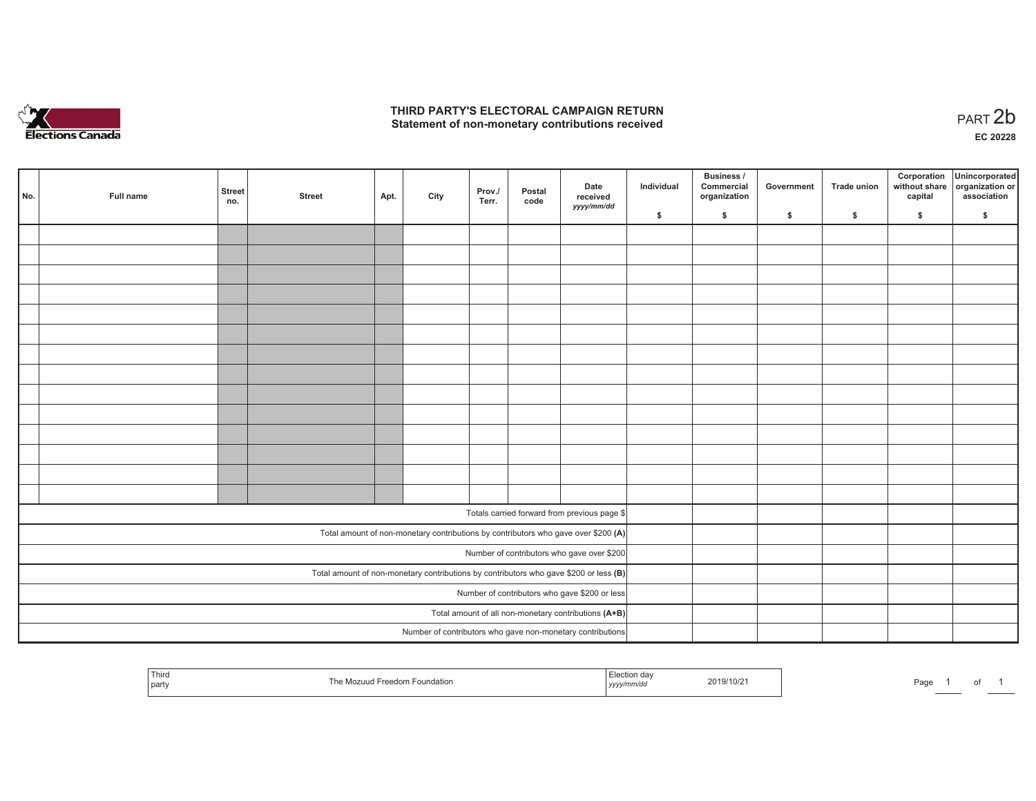# THIRD PARTY'S ELECTORAL CAMPAIGN RETURN
## Statement of non-monetary contributions received

PART 2b

**EC 20228**

| No. | Full name | Street no. | Street | Apt. | City | Prov./ Terr. | Postal code | Date received *yyyy/mm/dd* | Individual $ | Business / Commercial organization $ | Government $ | Trade union $ | Corporation without share capital $ | Unincorporated organization or association $ |
|---|---|---|---|---|---|---|---|---|---|---|---|---|---|---|
| | | | | | | | | | | | | | | |
| | | | | | | | | | | | | | | |
| | | | | | | | | | | | | | | |
| | | | | | | | | | | | | | | |
| | | | | | | | | | | | | | | |
| | | | | | | | | | | | | | | |
| | | | | | | | | | | | | | | |
| | | | | | | | | | | | | | | |
| | | | | | | | | | | | | | | |
| | | | | | | | | | | | | | | |
| | | | | | | | | | | | | | | |
| | | | | | | | | | | | | | | |
| | | | | | | | | | | | | | | |
| | | | | | | | | | | | | | | |
| Totals carried forward from previous page $ | | | | | | | | | | | | | | |
| Total amount of non-monetary contributions by contributors who gave over $200 **(A)** | | | | | | | | | | | | | | |
| Number of contributors who gave over $200 | | | | | | | | | | | | | | |
| Total amount of non-monetary contributions by contributors who gave $200 or less **(B)** | | | | | | | | | | | | | | |
| Number of contributors who gave $200 or less | | | | | | | | | | | | | | |
| Total amount of all non-monetary contributions **(A+B)** | | | | | | | | | | | | | | |
| Number of contributors who gave non-monetary contributions | | | | | | | | | | | | | | |

| Third party | The Mozuud Freedom Foundation | Election day *yyyy/mm/dd* | 2019/10/21 |
|---|---|---|---|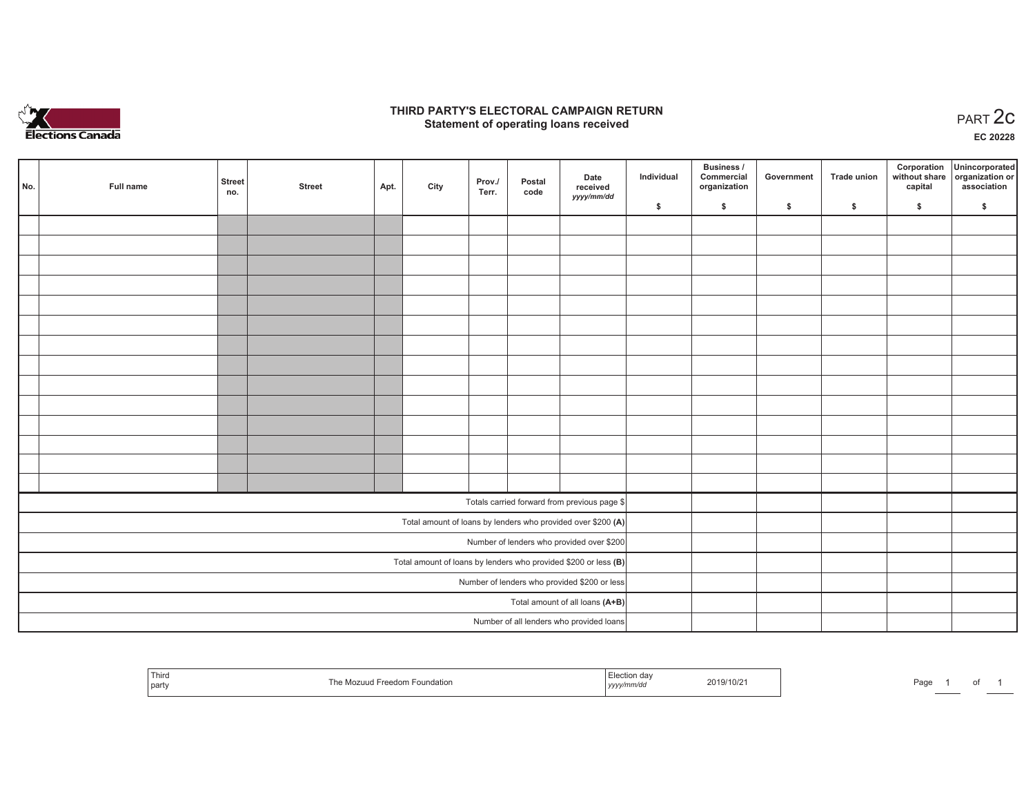# THIRD PARTY'S ELECTORAL CAMPAIGN RETURN
## Statement of operating loans received

PART 2c

EC 20228

| No. | Full name | Street no. | Street | Apt. | City | Prov./ Terr. | Postal code | Date received *yyyy/mm/dd* | Individual $ | Business / Commercial organization $ | Government $ | Trade union $ | Corporation without share capital $ | Unincorporated organization or association $ |
|---|---|---|---|---|---|---|---|---|---|---|---|---|---|---|
| | | | | | | | | | | | | | | |
| | | | | | | | | | | | | | | |
| | | | | | | | | | | | | | | |
| | | | | | | | | | | | | | | |
| | | | | | | | | | | | | | | |
| | | | | | | | | | | | | | | |
| | | | | | | | | | | | | | | |
| | | | | | | | | | | | | | | |
| | | | | | | | | | | | | | | |
| | | | | | | | | | | | | | | |
| | | | | | | | | | | | | | | |
| | | | | | | | | | | | | | | |
| | | | | | | | | | | | | | | |
| | | | | | | | | | | | | | | |
| Totals carried forward from previous page $ | | | | | | | | | | | | | | |
| Total amount of loans by lenders who provided over $200 **(A)** | | | | | | | | | | | | | | |
| Number of lenders who provided over $200 | | | | | | | | | | | | | | |
| Total amount of loans by lenders who provided $200 or less **(B)** | | | | | | | | | | | | | | |
| Number of lenders who provided $200 or less | | | | | | | | | | | | | | |
| Total amount of all loans **(A+B)** | | | | | | | | | | | | | | |
| Number of all lenders who provided loans | | | | | | | | | | | | | | |

| Third party | The Mozuud Freedom Foundation | Election day *yyyy/mm/dd* | 2019/10/21 |
|---|---|---|---|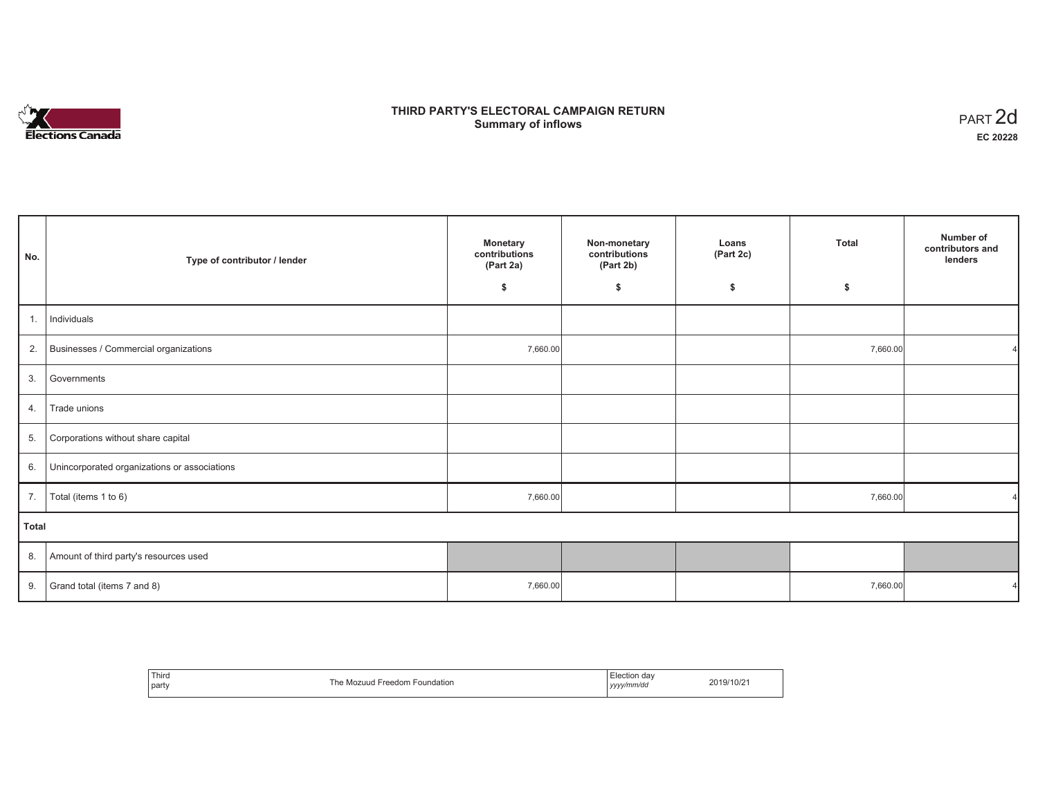Elections Canada

# THIRD PARTY'S ELECTORAL CAMPAIGN RETURN
## Summary of inflows

PART 2d

**EC 20228**

| No. | Type of contributor / lender | Monetary contributions (Part 2a) $ | Non-monetary contributions (Part 2b) $ | Loans (Part 2c) $ | Total $ | Number of contributors and lenders |
|---|---|---|---|---|---|---|
| 1. | Individuals | | | | | |
| 2. | Businesses / Commercial organizations | 7,660.00 | | | 7,660.00 | 4 |
| 3. | Governments | | | | | |
| 4. | Trade unions | | | | | |
| 5. | Corporations without share capital | | | | | |
| 6. | Unincorporated organizations or associations | | | | | |
| 7. | Total (items 1 to 6) | 7,660.00 | | | 7,660.00 | 4 |
| **Total** | | | | | | |
| 8. | Amount of third party's resources used | | | | | |
| 9. | Grand total (items 7 and 8) | 7,660.00 | | | 7,660.00 | 4 |

| Third party | The Mozuud Freedom Foundation | Election day *yyyy/mm/dd* | 2019/10/21 |
|---|---|---|---|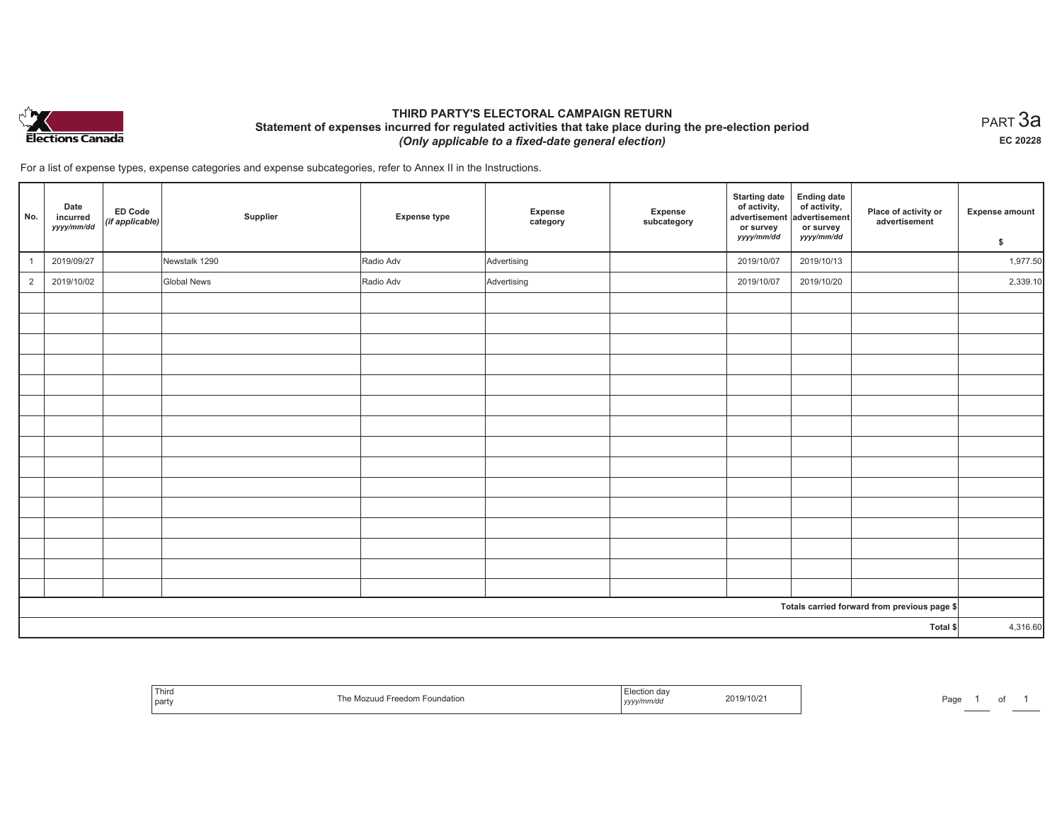Elections Canada

# THIRD PARTY'S ELECTORAL CAMPAIGN RETURN

## Statement of expenses incurred for regulated activities that take place during the pre-election period

***(Only applicable to a fixed-date general election)***

PART 3a

**EC 20228**

For a list of expense types, expense categories and expense subcategories, refer to Annex II in the Instructions.

| No. | Date incurred *yyyy/mm/dd* | ED Code *(if applicable)* | Supplier | Expense type | Expense category | Expense subcategory | Starting date of activity, advertisement or survey *yyyy/mm/dd* | Ending date of activity, advertisement or survey *yyyy/mm/dd* | Place of activity or advertisement | Expense amount $ |
|---|---|---|---|---|---|---|---|---|---|---|
| 1 | 2019/09/27 | | Newstalk 1290 | Radio Adv | Advertising | | 2019/10/07 | 2019/10/13 | | 1,977.50 |
| 2 | 2019/10/02 | | Global News | Radio Adv | Advertising | | 2019/10/07 | 2019/10/20 | | 2,339.10 |
| | | | | | | | | | | |
| | | | | | | | | | | |
| | | | | | | | | | | |
| | | | | | | | | | | |
| | | | | | | | | | | |
| | | | | | | | | | | |
| | | | | | | | | | | |
| | | | | | | | | | | |
| | | | | | | | | | | |
| | | | | | | | | | | |
| | | | | | | | | | | |
| | | | | | | | | | | |
| | | | | | | | | | | |
| | | | | | | | | | | |
| | | | | | | | | | | |
| **Totals carried forward from previous page $** | | | | | | | | | | |
| **Total $** | | | | | | | | | | 4,316.60 |

| Third party | The Mozuud Freedom Foundation | Election day *yyyy/mm/dd* | 2019/10/21 |
|---|---|---|---|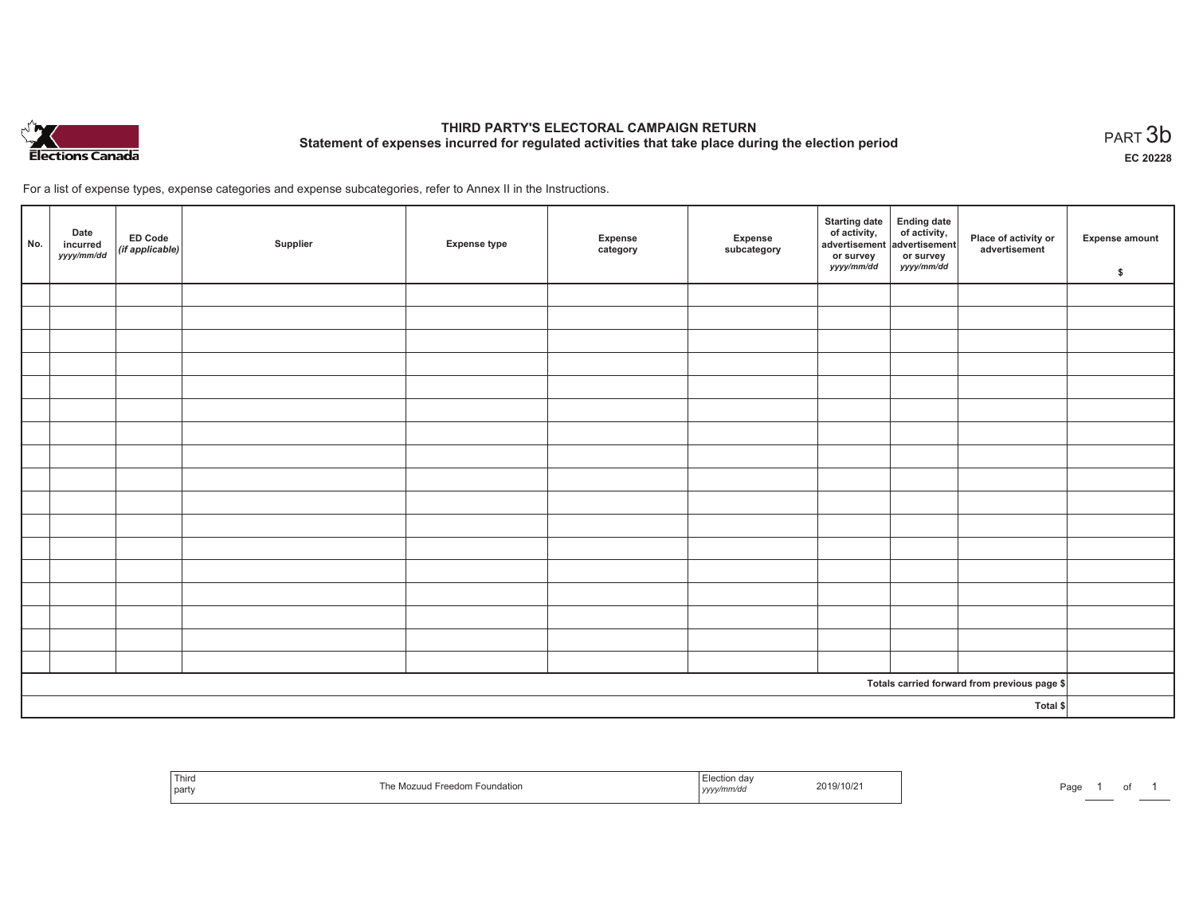# THIRD PARTY'S ELECTORAL CAMPAIGN RETURN

## Statement of expenses incurred for regulated activities that take place during the election period

PART 3b

**EC 20228**

For a list of expense types, expense categories and expense subcategories, refer to Annex II in the Instructions.

| No. | Date incurred *yyyy/mm/dd* | ED Code *(if applicable)* | Supplier | Expense type | Expense category | Expense subcategory | Starting date of activity, advertisement or survey *yyyy/mm/dd* | Ending date of activity, advertisement or survey *yyyy/mm/dd* | Place of activity or advertisement | Expense amount $ |
|---|---|---|---|---|---|---|---|---|---|---|
| | | | | | | | | | | |
| | | | | | | | | | | |
| | | | | | | | | | | |
| | | | | | | | | | | |
| | | | | | | | | | | |
| | | | | | | | | | | |
| | | | | | | | | | | |
| | | | | | | | | | | |
| | | | | | | | | | | |
| | | | | | | | | | | |
| | | | | | | | | | | |
| | | | | | | | | | | |
| | | | | | | | | | | |
| | | | | | | | | | | |
| | | | | | | | | | | |
| | | | | | | | | | | |
| | | | | | | | | | | |
| | | | | | | | | | **Totals carried forward from previous page $** | |
| | | | | | | | | | **Total $** | |

| Third party | The Mozuud Freedom Foundation | Election day *yyyy/mm/dd* | 2019/10/21 |
|---|---|---|---|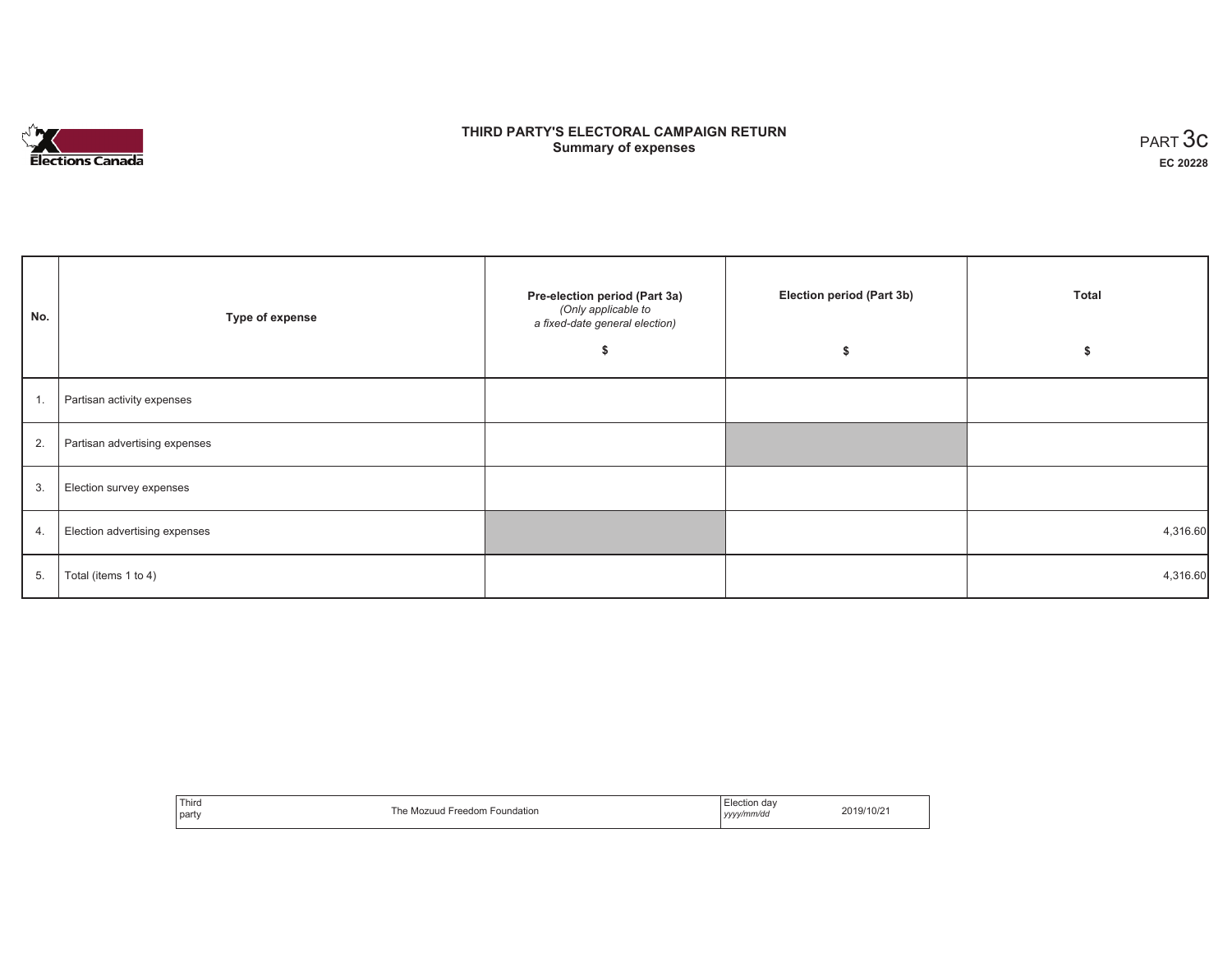Elections Canada

# THIRD PARTY'S ELECTORAL CAMPAIGN RETURN
## Summary of expenses

PART 3c
**EC 20228**

| No. | Type of expense | Pre-election period (Part 3a) *(Only applicable to a fixed-date general election)* $ | Election period (Part 3b) $ | Total $ |
|---|---|---|---|---|
| 1. | Partisan activity expenses | | | |
| 2. | Partisan advertising expenses | | | |
| 3. | Election survey expenses | | | |
| 4. | Election advertising expenses | | | 4,316.60 |
| 5. | Total (items 1 to 4) | | | 4,316.60 |

| Third party | The Mozuud Freedom Foundation | Election day *yyyy/mm/dd* | 2019/10/21 |
|---|---|---|---|